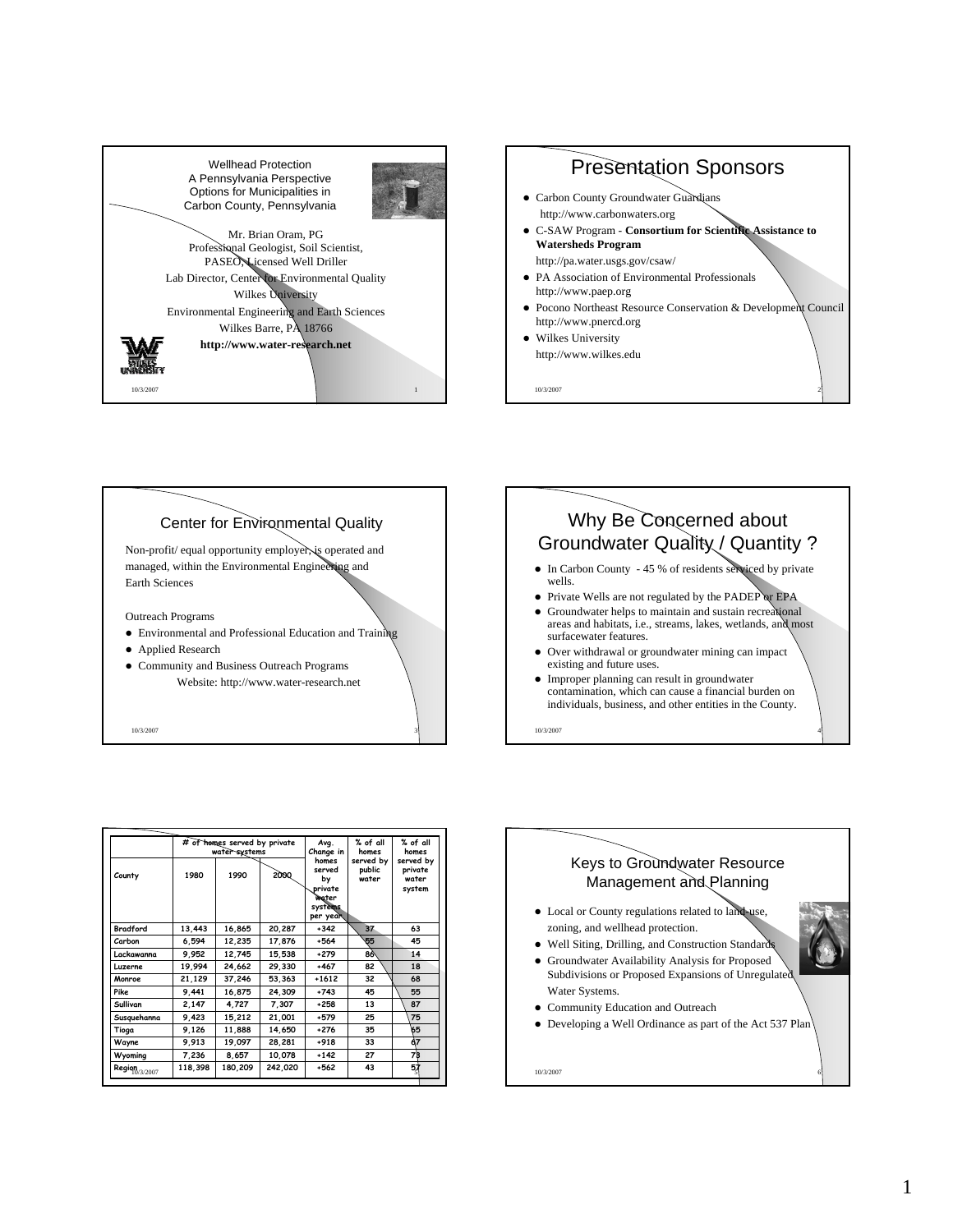## Wellhead Protection

A Pennsylvania Perspective
Options for Municipalities in
Carbon County, Pennsylvania

Mr. Brian Oram, PG
Professional Geologist, Soil Scientist,
PASEO, Licensed Well Driller
Lab Director, Center for Environmental Quality
Wilkes University
Environmental Engineering and Earth Sciences
Wilkes Barre, PA 18766
**http://www.water-research.net**

## Presentation Sponsors

- Carbon County Groundwater Guardians
  http://www.carbonwaters.org
- C-SAW Program - **Consortium for Scientific Assistance to Watersheds Program**
  http://pa.water.usgs.gov/csaw/
- PA Association of Environmental Professionals
  http://www.paep.org
- Pocono Northeast Resource Conservation & Development Council
  http://www.pnercd.org
- Wilkes University
  http://www.wilkes.edu

## Center for Environmental Quality

Non-profit/ equal opportunity employer, is operated and managed, within the Environmental Engineering and Earth Sciences

Outreach Programs

- Environmental and Professional Education and Training
- Applied Research
- Community and Business Outreach Programs

Website: http://www.water-research.net

## Why Be Concerned about Groundwater Quality / Quantity ?

- In Carbon County - 45 % of residents serviced by private wells.
- Private Wells are not regulated by the PADEP or EPA
- Groundwater helps to maintain and sustain recreational areas and habitats, i.e., streams, lakes, wetlands, and most surfacewater features.
- Over withdrawal or groundwater mining can impact existing and future uses.
- Improper planning can result in groundwater contamination, which can cause a financial burden on individuals, business, and other entities in the County.

| County | # of homes served by private water systems | | | Avg. Change in homes served by private water systems per year | % of all homes served by public water | % of all homes served by private water system |
|---|---|---|---|---|---|---|
| | 1980 | 1990 | 2000 | | | |
| Bradford | 13,443 | 16,865 | 20,287 | +342 | 37 | 63 |
| Carbon | 6,594 | 12,235 | 17,876 | +564 | 55 | 45 |
| Lackawanna | 9,952 | 12,745 | 15,538 | +279 | 86 | 14 |
| Luzerne | 19,994 | 24,662 | 29,330 | +467 | 82 | 18 |
| Monroe | 21,129 | 37,246 | 53,363 | +1612 | 32 | 68 |
| Pike | 9,441 | 16,875 | 24,309 | +743 | 45 | 55 |
| Sullivan | 2,147 | 4,727 | 7,307 | +258 | 13 | 87 |
| Susquehanna | 9,423 | 15,212 | 21,001 | +579 | 25 | 75 |
| Tioga | 9,126 | 11,888 | 14,650 | +276 | 35 | 65 |
| Wayne | 9,913 | 19,097 | 28,281 | +918 | 33 | 67 |
| Wyoming | 7,236 | 8,657 | 10,078 | +142 | 27 | 73 |
| Region | 118,398 | 180,209 | 242,020 | +562 | 43 | 57 |

## Keys to Groundwater Resource Management and Planning

- Local or County regulations related to land-use, zoning, and wellhead protection.
- Well Siting, Drilling, and Construction Standards
- Groundwater Availability Analysis for Proposed Subdivisions or Proposed Expansions of Unregulated Water Systems.
- Community Education and Outreach
- Developing a Well Ordinance as part of the Act 537 Plan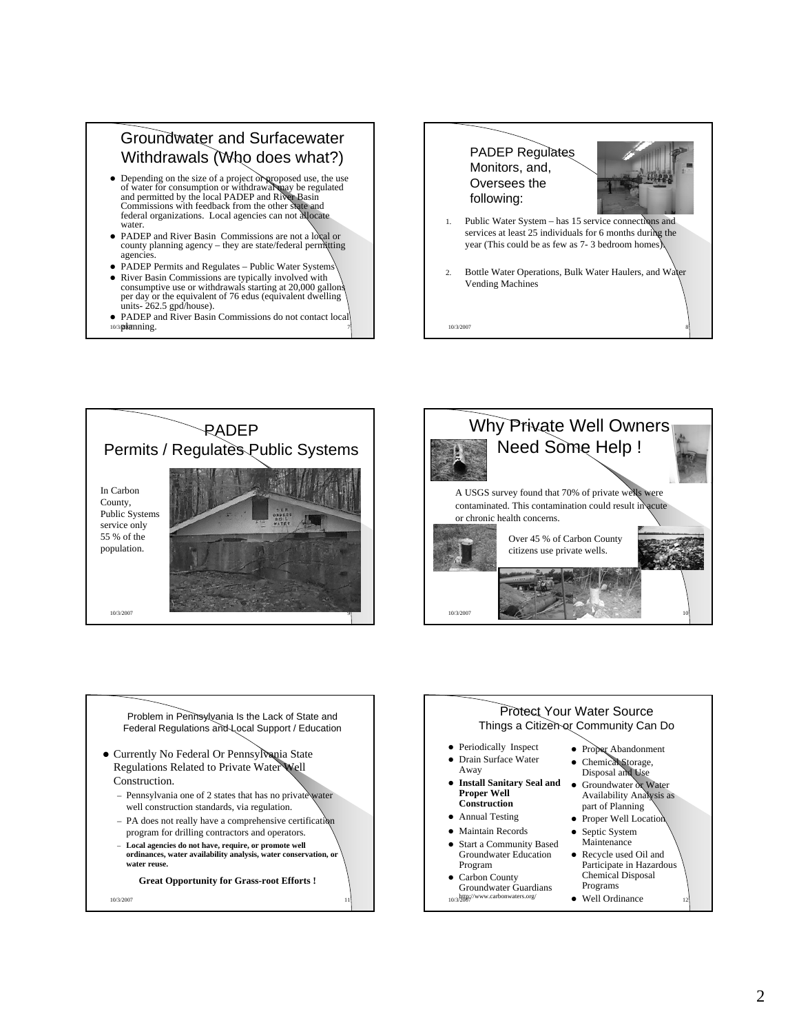## Groundwater and Surfacewater Withdrawals (Who does what?)

- Depending on the size of a project or proposed use, the use of water for consumption or withdrawal may be regulated and permitted by the local PADEP and River Basin Commissions with feedback from the other state and federal organizations. Local agencies can not allocate water.
- PADEP and River Basin Commissions are not a local or county planning agency – they are state/federal permitting agencies.
- PADEP Permits and Regulates – Public Water Systems
- River Basin Commissions are typically involved with consumptive use or withdrawals starting at 20,000 gallons per day or the equivalent of 76 edus (equivalent dwelling units- 262.5 gpd/house).
- PADEP and River Basin Commissions do not contact local planning.

## PADEP Regulates Monitors, and, Oversees the following:

1. Public Water System – has 15 service connections and services at least 25 individuals for 6 months during the year (This could be as few as 7- 3 bedroom homes).
2. Bottle Water Operations, Bulk Water Haulers, and Water Vending Machines

## PADEP Permits / Regulates Public Systems

In Carbon County, Public Systems service only 55 % of the population.

## Why Private Well Owners Need Some Help !

A USGS survey found that 70% of private wells were contaminated. This contamination could result in acute or chronic health concerns.

Over 45 % of Carbon County citizens use private wells.

## Problem in Pennsylvania Is the Lack of State and Federal Regulations and Local Support / Education

- Currently No Federal Or Pennsylvania State Regulations Related to Private Water Well Construction.
  - Pennsylvania one of 2 states that has no private water well construction standards, via regulation.
  - PA does not really have a comprehensive certification program for drilling contractors and operators.
  - **Local agencies do not have, require, or promote well ordinances, water availability analysis, water conservation, or water reuse.**

**Great Opportunity for Grass-root Efforts !**

## Protect Your Water Source
### Things a Citizen or Community Can Do

- Periodically Inspect
- Drain Surface Water Away
- **Install Sanitary Seal and Proper Well Construction**
- Annual Testing
- Maintain Records
- Start a Community Based Groundwater Education Program
- Carbon County Groundwater Guardians http://www.carbonwaters.org/
- Proper Abandonment
- Chemical Storage, Disposal and Use
- Groundwater or Water Availability Analysis as part of Planning
- Proper Well Location
- Septic System Maintenance
- Recycle used Oil and Participate in Hazardous Chemical Disposal Programs
- Well Ordinance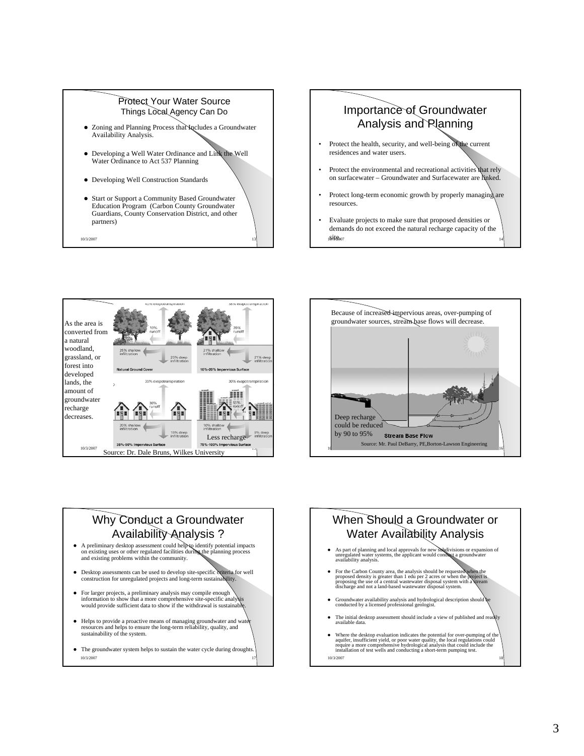## Protect Your Water Source
### Things Local Agency Can Do

- Zoning and Planning Process that Includes a Groundwater Availability Analysis.
- Developing a Well Water Ordinance and Link the Well Water Ordinance to Act 537 Planning
- Developing Well Construction Standards
- Start or Support a Community Based Groundwater Education Program (Carbon County Groundwater Guardians, County Conservation District, and other partners)

10/3/2007

## Importance of Groundwater Analysis and Planning

- Protect the health, security, and well-being of the current residences and water users.
- Protect the environmental and recreational activities that rely on surfacewater – Groundwater and Surfacewater are linked.
- Protect long-term economic growth by properly managing are resources.
- Evaluate projects to make sure that proposed densities or demands do not exceed the natural recharge capacity of the site.

10/3/2007

As the area is converted from a natural woodland, grassland, or forest into developed lands, the amount of groundwater recharge decreases.

| Natural Ground Cover | 10%-20% Impervious Surface | 35%-50% Impervious Surface | 75%-100% Impervious Surface |
|---|---|---|---|
| 40% evapotranspiration | 38% evapotranspiration | 35% evapotranspiration | 30% evapotranspiration |
| 10% runoff | 20% runoff | 30% runoff | 55% runoff |
| 25% shallow infiltration | 21% shallow infiltration | 20% shallow infiltration | 10% shallow infiltration |
| 25% deep infiltration | 21% deep infiltration | 15% deep infiltration | 5% deep infiltration |

Less recharge

10/3/2007

Source: Dr. Dale Bruns, Wilkes University

Because of increased impervious areas, over-pumping of groundwater sources, stream base flows will decrease.

Deep recharge could be reduced by 90 to 95%

Stream Base Flow

Source: Mr. Paul DeBarry, PE,Borton-Lawson Engineering

## Why Conduct a Groundwater Availability Analysis ?

- A preliminary desktop assessment could help to identify potential impacts on existing uses or other regulated facilities during the planning process and existing problems within the community.
- Desktop assessments can be used to develop site-specific criteria for well construction for unregulated projects and long-term sustainability.
- For larger projects, a preliminary analysis may compile enough information to show that a more comprehensive site-specific analysis would provide sufficient data to show if the withdrawal is sustainable.
- Helps to provide a proactive means of managing groundwater and water resources and helps to ensure the long-term reliability, quality, and sustainability of the system.
- The groundwater system helps to sustain the water cycle during droughts.

10/3/2007

## When Should a Groundwater or Water Availability Analysis

- As part of planning and local approvals for new subdivisions or expansion of unregulated water systems, the applicant would conduct a groundwater availability analysis.
- For the Carbon County area, the analysis should be requested when the proposed density is greater than 1 edu per 2 acres or when the project is proposing the use of a central wastewater disposal system with a stream discharge and not a land-based wastewater disposal system.
- Groundwater availability analysis and hydrological description should be conducted by a licensed professional geologist.
- The initial desktop assessment should include a view of published and readily available data.
- Where the desktop evaluation indicates the potential for over-pumping of the aquifer, insufficient yield, or poor water quality, the local regulations could require a more comprehensive hydrological analysis that could include the installation of test wells and conducting a short-term pumping test.

10/3/2007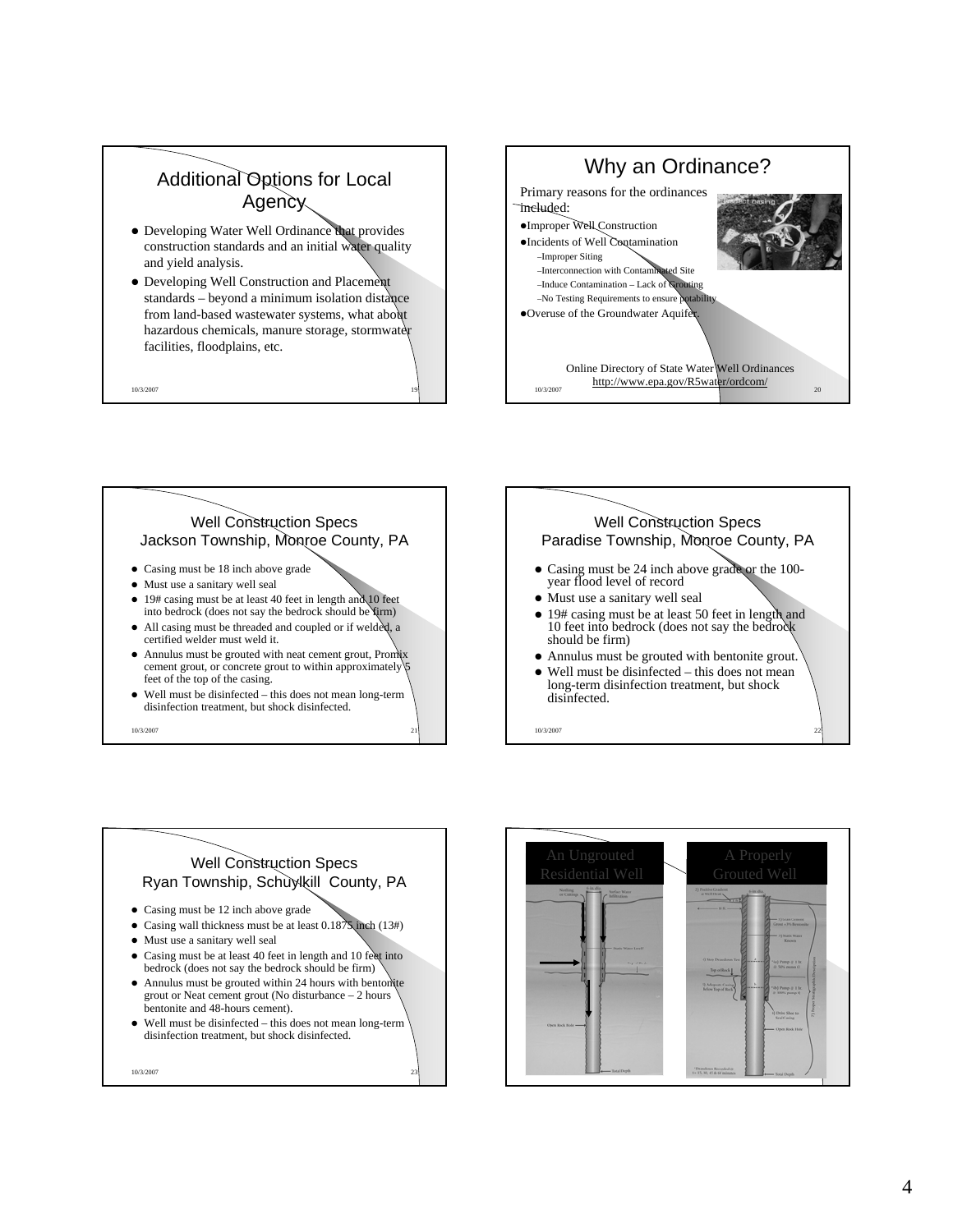## Additional Options for Local Agency

- Developing Water Well Ordinance that provides construction standards and an initial water quality and yield analysis.
- Developing Well Construction and Placement standards – beyond a minimum isolation distance from land-based wastewater systems, what about hazardous chemicals, manure storage, stormwater facilities, floodplains, etc.

10/3/2007

## Why an Ordinance?

Primary reasons for the ordinances included:

- Improper Well Construction
- Incidents of Well Contamination
  - Improper Siting
  - Interconnection with Contaminated Site
  - Induce Contamination – Lack of Grouting
  - No Testing Requirements to ensure potability
- Overuse of the Groundwater Aquifer.

Online Directory of State Water Well Ordinances
http://www.epa.gov/R5water/ordcom/

10/3/2007

## Well Construction Specs
### Jackson Township, Monroe County, PA

- Casing must be 18 inch above grade
- Must use a sanitary well seal
- 19# casing must be at least 40 feet in length and 10 feet into bedrock (does not say the bedrock should be firm)
- All casing must be threaded and coupled or if welded, a certified welder must weld it.
- Annulus must be grouted with neat cement grout, Promix cement grout, or concrete grout to within approximately 5 feet of the top of the casing.
- Well must be disinfected – this does not mean long-term disinfection treatment, but shock disinfected.

10/3/2007

## Well Construction Specs
### Paradise Township, Monroe County, PA

- Casing must be 24 inch above grade or the 100-year flood level of record
- Must use a sanitary well seal
- 19# casing must be at least 50 feet in length and 10 feet into bedrock (does not say the bedrock should be firm)
- Annulus must be grouted with bentonite grout.
- Well must be disinfected – this does not mean long-term disinfection treatment, but shock disinfected.

10/3/2007

## Well Construction Specs
### Ryan Township, Schuylkill County, PA

- Casing must be 12 inch above grade
- Casing wall thickness must be at least 0.1875 inch (13#)
- Must use a sanitary well seal
- Casing must be at least 40 feet in length and 10 feet into bedrock (does not say the bedrock should be firm)
- Annulus must be grouted within 24 hours with bentonite grout or Neat cement grout (No disturbance – 2 hours bentonite and 48-hours cement).
- Well must be disinfected – this does not mean long-term disinfection treatment, but shock disinfected.

10/3/2007

An Ungrouted Residential Well

A Properly Grouted Well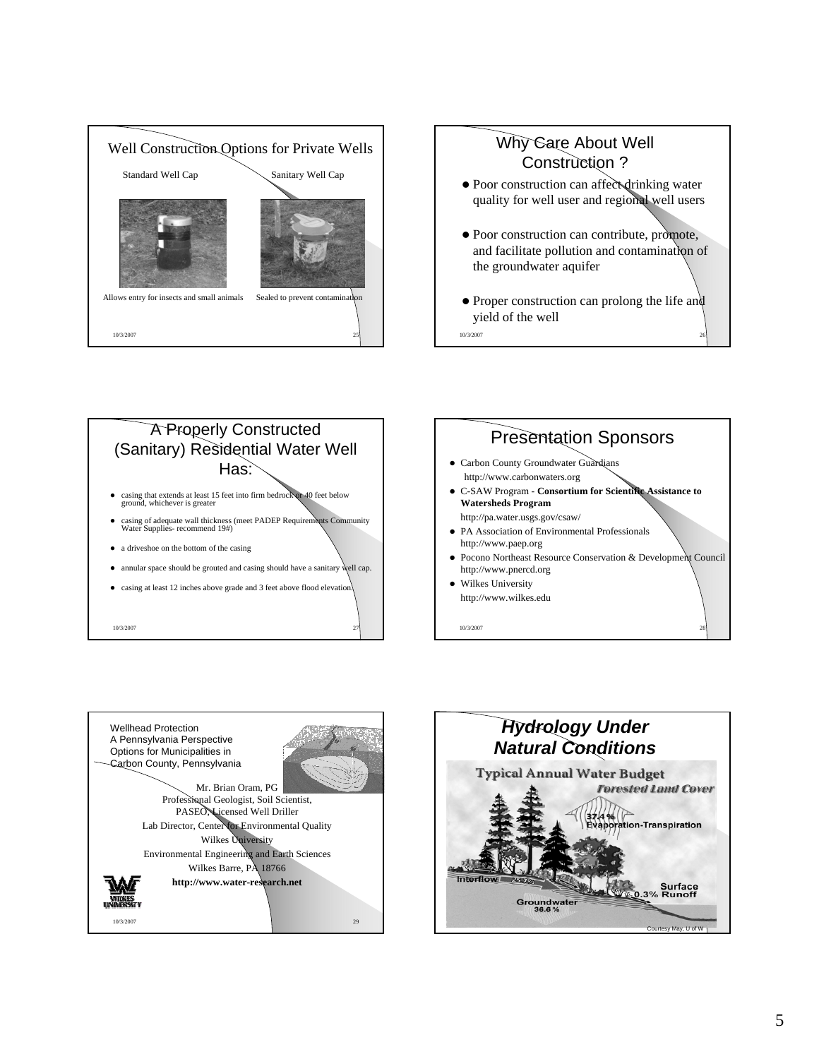## Well Construction Options for Private Wells

Standard Well Cap

Sanitary Well Cap

Allows entry for insects and small animals

Sealed to prevent contamination

## Why Care About Well Construction ?

- Poor construction can affect drinking water quality for well user and regional well users
- Poor construction can contribute, promote, and facilitate pollution and contamination of the groundwater aquifer
- Proper construction can prolong the life and yield of the well

## A Properly Constructed (Sanitary) Residential Water Well Has:

- casing that extends at least 15 feet into firm bedrock or 40 feet below ground, whichever is greater
- casing of adequate wall thickness (meet PADEP Requirements Community Water Supplies- recommend 19#)
- a driveshoe on the bottom of the casing
- annular space should be grouted and casing should have a sanitary well cap.
- casing at least 12 inches above grade and 3 feet above flood elevation.

## Presentation Sponsors

- Carbon County Groundwater Guardians
  http://www.carbonwaters.org
- C-SAW Program - **Consortium for Scientific Assistance to Watersheds Program**
  http://pa.water.usgs.gov/csaw/
- PA Association of Environmental Professionals
  http://www.paep.org
- Pocono Northeast Resource Conservation & Development Council
  http://www.pnercd.org
- Wilkes University
  http://www.wilkes.edu

## Wellhead Protection A Pennsylvania Perspective Options for Municipalities in Carbon County, Pennsylvania

Mr. Brian Oram, PG
Professional Geologist, Soil Scientist,
PASEO, Licensed Well Driller
Lab Director, Center for Environmental Quality
Wilkes University
Environmental Engineering and Earth Sciences
Wilkes Barre, PA 18766
**http://www.water-research.net**

## *Hydrology Under Natural Conditions*

Typical Annual Water Budget
*Forested Land Cover*

37.4 % Evaporation-Transpiration
Interflow 25.7%
Groundwater 36.6 %
0.3% Surface Runoff

Courtesy May, U of W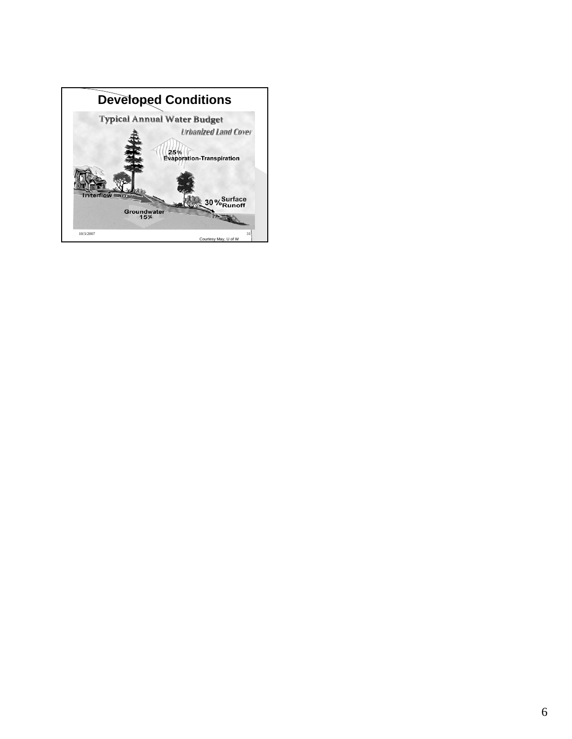## Developed Conditions

Typical Annual Water Budget

*Urbanized Land Cover*

25%
Evaporation-Transpiration

Interflow 30%

30% Surface Runoff

Groundwater
15%

10/3/2007

31

Courtesy May, U of W